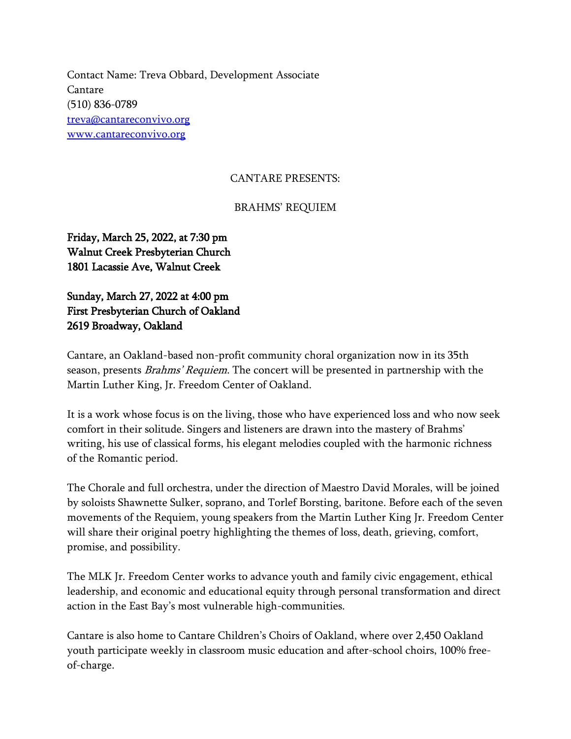Contact Name: Treva Obbard, Development Associate
Cantare
(510) 836-0789
[treva@cantareconvivo.org](mailto:treva@cantareconvivo.org)
[www.cantareconvivo.org](http://www.cantareconvivo.org)

CANTARE PRESENTS:

BRAHMS' REQUIEM

**Friday, March 25, 2022, at 7:30 pm**
**Walnut Creek Presbyterian Church**
**1801 Lacassie Ave, Walnut Creek**

**Sunday, March 27, 2022 at 4:00 pm**
**First Presbyterian Church of Oakland**
**2619 Broadway, Oakland**

Cantare, an Oakland-based non-profit community choral organization now in its 35th season, presents *Brahms' Requiem*. The concert will be presented in partnership with the Martin Luther King, Jr. Freedom Center of Oakland.

It is a work whose focus is on the living, those who have experienced loss and who now seek comfort in their solitude. Singers and listeners are drawn into the mastery of Brahms' writing, his use of classical forms, his elegant melodies coupled with the harmonic richness of the Romantic period.

The Chorale and full orchestra, under the direction of Maestro David Morales, will be joined by soloists Shawnette Sulker, soprano, and Torlef Borsting, baritone. Before each of the seven movements of the Requiem, young speakers from the Martin Luther King Jr. Freedom Center will share their original poetry highlighting the themes of loss, death, grieving, comfort, promise, and possibility.

The MLK Jr. Freedom Center works to advance youth and family civic engagement, ethical leadership, and economic and educational equity through personal transformation and direct action in the East Bay's most vulnerable high-communities.

Cantare is also home to Cantare Children's Choirs of Oakland, where over 2,450 Oakland youth participate weekly in classroom music education and after-school choirs, 100% free-of-charge.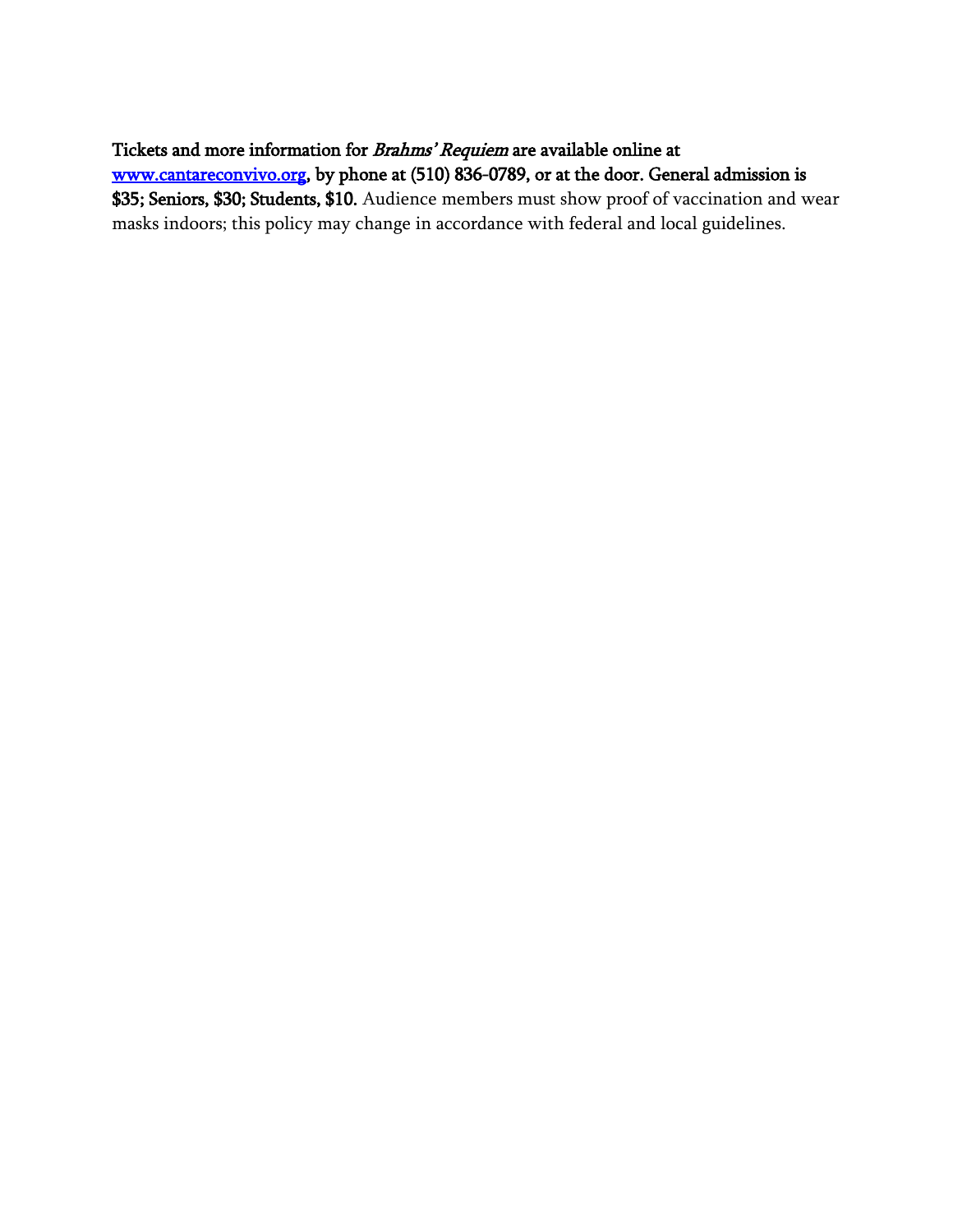**Tickets and more information for *Brahms' Requiem* are available online at [www.cantareconvivo.org](http://www.cantareconvivo.org), by phone at (510) 836-0789, or at the door. General admission is $35; Seniors, $30; Students, $10.** Audience members must show proof of vaccination and wear masks indoors; this policy may change in accordance with federal and local guidelines.